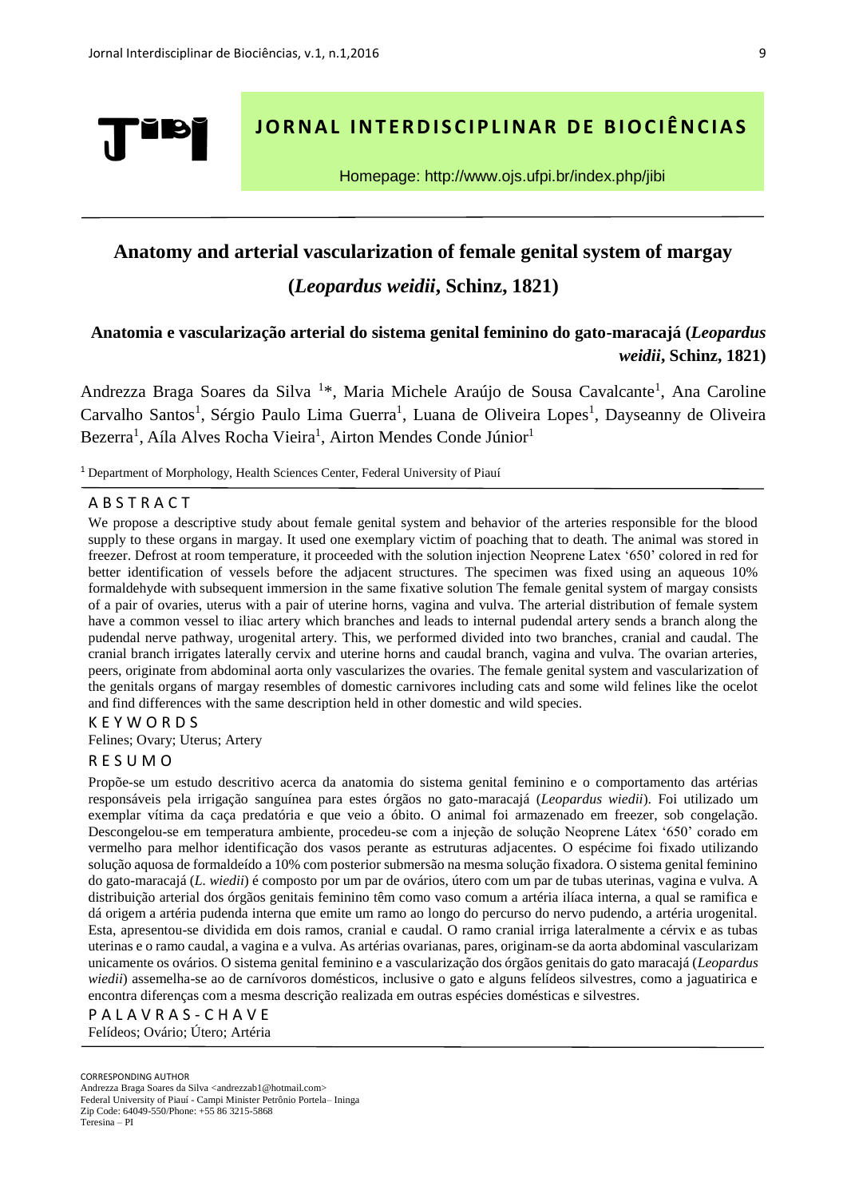# JORNAL INTERDISCIPLINAR DE BIOCIÊNCIAS

Homepage: http://www.ojs.ufpi.br/index.php/jibi

## Anatomy and arterial vascularization of female genital system of margay (*Leopardus weidii*, Schinz, 1821)

### Anatomia e vascularização arterial do sistema genital feminino do gato-maracajá (*Leopardus weidii*, Schinz, 1821)

Andrezza Braga Soares da Silva [1]*, Maria Michele Araújo de Sousa Cavalcante[1], Ana Caroline Carvalho Santos[1], Sérgio Paulo Lima Guerra[1], Luana de Oliveira Lopes[1], Dayseanny de Oliveira Bezerra[1], Aíla Alves Rocha Vieira[1], Airton Mendes Conde Júnior[1]

[1] Department of Morphology, Health Sciences Center, Federal University of Piauí

## ABSTRACT

We propose a descriptive study about female genital system and behavior of the arteries responsible for the blood supply to these organs in margay. It used one exemplary victim of poaching that to death. The animal was stored in freezer. Defrost at room temperature, it proceeded with the solution injection Neoprene Latex '650' colored in red for better identification of vessels before the adjacent structures. The specimen was fixed using an aqueous 10% formaldehyde with subsequent immersion in the same fixative solution The female genital system of margay consists of a pair of ovaries, uterus with a pair of uterine horns, vagina and vulva. The arterial distribution of female system have a common vessel to iliac artery which branches and leads to internal pudendal artery sends a branch along the pudendal nerve pathway, urogenital artery. This, we performed divided into two branches, cranial and caudal. The cranial branch irrigates laterally cervix and uterine horns and caudal branch, vagina and vulva. The ovarian arteries, peers, originate from abdominal aorta only vascularizes the ovaries. The female genital system and vascularization of the genitals organs of margay resembles of domestic carnivores including cats and some wild felines like the ocelot and find differences with the same description held in other domestic and wild species.

## KEYWORDS

Felines; Ovary; Uterus; Artery

## RESUMO

Propõe-se um estudo descritivo acerca da anatomia do sistema genital feminino e o comportamento das artérias responsáveis pela irrigação sanguínea para estes órgãos no gato-maracajá (*Leopardus wiedii*). Foi utilizado um exemplar vítima da caça predatória e que veio a óbito. O animal foi armazenado em freezer, sob congelação. Descongelou-se em temperatura ambiente, procedeu-se com a injeção de solução Neoprene Látex '650' corado em vermelho para melhor identificação dos vasos perante as estruturas adjacentes. O espécime foi fixado utilizando solução aquosa de formaldeído a 10% com posterior submersão na mesma solução fixadora. O sistema genital feminino do gato-maracajá (*L. wiedii*) é composto por um par de ovários, útero com um par de tubas uterinas, vagina e vulva. A distribuição arterial dos órgãos genitais feminino têm como vaso comum a artéria ilíaca interna, a qual se ramifica e dá origem a artéria pudenda interna que emite um ramo ao longo do percurso do nervo pudendo, a artéria urogenital. Esta, apresentou-se dividida em dois ramos, cranial e caudal. O ramo cranial irriga lateralmente a cérvix e as tubas uterinas e o ramo caudal, a vagina e a vulva. As artérias ovarianas, pares, originam-se da aorta abdominal vascularizam unicamente os ovários. O sistema genital feminino e a vascularização dos órgãos genitais do gato maracajá (*Leopardus wiedii*) assemelha-se ao de carnívoros domésticos, inclusive o gato e alguns felídeos silvestres, como a jaguatirica e encontra diferenças com a mesma descrição realizada em outras espécies domésticas e silvestres.

## PALAVRAS-CHAVE

Felídeos; Ovário; Útero; Artéria

CORRESPONDING AUTHOR
Andrezza Braga Soares da Silva <andrezzab1@hotmail.com>
Federal University of Piauí - Campi Minister Petrônio Portela– Ininga
Zip Code: 64049-550/Phone: +55 86 3215-5868
Teresina – PI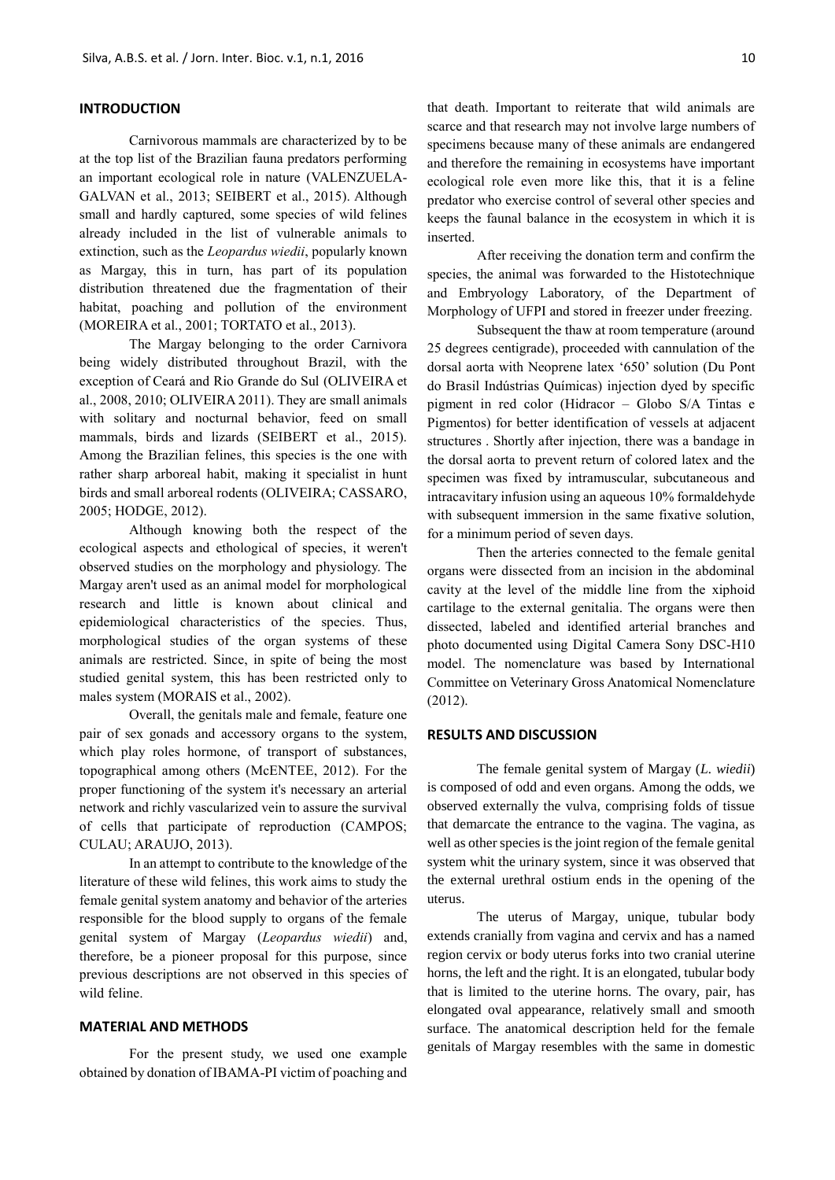## INTRODUCTION

Carnivorous mammals are characterized by to be at the top list of the Brazilian fauna predators performing an important ecological role in nature (VALENZUELA-GALVAN et al., 2013; SEIBERT et al., 2015). Although small and hardly captured, some species of wild felines already included in the list of vulnerable animals to extinction, such as the *Leopardus wiedii*, popularly known as Margay, this in turn, has part of its population distribution threatened due the fragmentation of their habitat, poaching and pollution of the environment (MOREIRA et al., 2001; TORTATO et al., 2013).

The Margay belonging to the order Carnivora being widely distributed throughout Brazil, with the exception of Ceará and Rio Grande do Sul (OLIVEIRA et al., 2008, 2010; OLIVEIRA 2011). They are small animals with solitary and nocturnal behavior, feed on small mammals, birds and lizards (SEIBERT et al., 2015). Among the Brazilian felines, this species is the one with rather sharp arboreal habit, making it specialist in hunt birds and small arboreal rodents (OLIVEIRA; CASSARO, 2005; HODGE, 2012).

Although knowing both the respect of the ecological aspects and ethological of species, it weren't observed studies on the morphology and physiology. The Margay aren't used as an animal model for morphological research and little is known about clinical and epidemiological characteristics of the species. Thus, morphological studies of the organ systems of these animals are restricted. Since, in spite of being the most studied genital system, this has been restricted only to males system (MORAIS et al., 2002).

Overall, the genitals male and female, feature one pair of sex gonads and accessory organs to the system, which play roles hormone, of transport of substances, topographical among others (McENTEE, 2012). For the proper functioning of the system it's necessary an arterial network and richly vascularized vein to assure the survival of cells that participate of reproduction (CAMPOS; CULAU; ARAUJO, 2013).

In an attempt to contribute to the knowledge of the literature of these wild felines, this work aims to study the female genital system anatomy and behavior of the arteries responsible for the blood supply to organs of the female genital system of Margay (*Leopardus wiedii*) and, therefore, be a pioneer proposal for this purpose, since previous descriptions are not observed in this species of wild feline.

## MATERIAL AND METHODS

For the present study, we used one example obtained by donation of IBAMA-PI victim of poaching and that death. Important to reiterate that wild animals are scarce and that research may not involve large numbers of specimens because many of these animals are endangered and therefore the remaining in ecosystems have important ecological role even more like this, that it is a feline predator who exercise control of several other species and keeps the faunal balance in the ecosystem in which it is inserted.

After receiving the donation term and confirm the species, the animal was forwarded to the Histotechnique and Embryology Laboratory, of the Department of Morphology of UFPI and stored in freezer under freezing.

Subsequent the thaw at room temperature (around 25 degrees centigrade), proceeded with cannulation of the dorsal aorta with Neoprene latex '650' solution (Du Pont do Brasil Indústrias Químicas) injection dyed by specific pigment in red color (Hidracor – Globo S/A Tintas e Pigmentos) for better identification of vessels at adjacent structures . Shortly after injection, there was a bandage in the dorsal aorta to prevent return of colored latex and the specimen was fixed by intramuscular, subcutaneous and intracavitary infusion using an aqueous 10% formaldehyde with subsequent immersion in the same fixative solution, for a minimum period of seven days.

Then the arteries connected to the female genital organs were dissected from an incision in the abdominal cavity at the level of the middle line from the xiphoid cartilage to the external genitalia. The organs were then dissected, labeled and identified arterial branches and photo documented using Digital Camera Sony DSC-H10 model. The nomenclature was based by International Committee on Veterinary Gross Anatomical Nomenclature (2012).

## RESULTS AND DISCUSSION

The female genital system of Margay (*L. wiedii*) is composed of odd and even organs. Among the odds, we observed externally the vulva, comprising folds of tissue that demarcate the entrance to the vagina. The vagina, as well as other species is the joint region of the female genital system whit the urinary system, since it was observed that the external urethral ostium ends in the opening of the uterus.

The uterus of Margay, unique, tubular body extends cranially from vagina and cervix and has a named region cervix or body uterus forks into two cranial uterine horns, the left and the right. It is an elongated, tubular body that is limited to the uterine horns. The ovary, pair, has elongated oval appearance, relatively small and smooth surface. The anatomical description held for the female genitals of Margay resembles with the same in domestic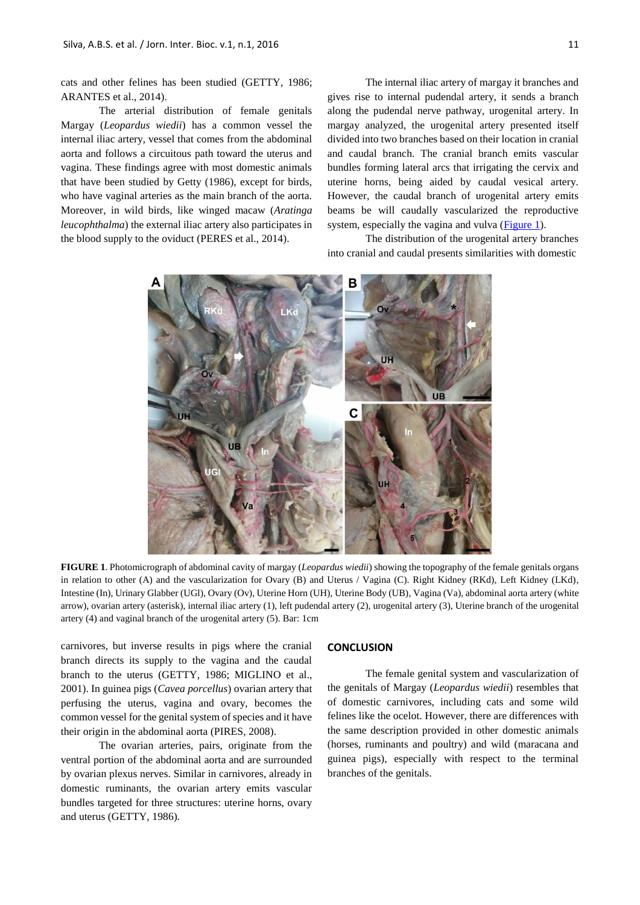cats and other felines has been studied (GETTY, 1986; ARANTES et al., 2014).

The arterial distribution of female genitals Margay (*Leopardus wiedii*) has a common vessel the internal iliac artery, vessel that comes from the abdominal aorta and follows a circuitous path toward the uterus and vagina. These findings agree with most domestic animals that have been studied by Getty (1986), except for birds, who have vaginal arteries as the main branch of the aorta. Moreover, in wild birds, like winged macaw (*Aratinga leucophthalma*) the external iliac artery also participates in the blood supply to the oviduct (PERES et al., 2014).

The internal iliac artery of margay it branches and gives rise to internal pudendal artery, it sends a branch along the pudendal nerve pathway, urogenital artery. In margay analyzed, the urogenital artery presented itself divided into two branches based on their location in cranial and caudal branch. The cranial branch emits vascular bundles forming lateral arcs that irrigating the cervix and uterine horns, being aided by caudal vesical artery. However, the caudal branch of urogenital artery emits beams be will caudally vascularized the reproductive system, especially the vagina and vulva (Figure 1).

The distribution of the urogenital artery branches into cranial and caudal presents similarities with domestic carnivores, but inverse results in pigs where the cranial branch directs its supply to the vagina and the caudal branch to the uterus (GETTY, 1986; MIGLINO et al., 2001). In guinea pigs (*Cavea porcellus*) ovarian artery that perfusing the uterus, vagina and ovary, becomes the common vessel for the genital system of species and it have their origin in the abdominal aorta (PIRES, 2008).

The ovarian arteries, pairs, originate from the ventral portion of the abdominal aorta and are surrounded by ovarian plexus nerves. Similar in carnivores, already in domestic ruminants, the ovarian artery emits vascular bundles targeted for three structures: uterine horns, ovary and uterus (GETTY, 1986).

**FIGURE 1**. Photomicrograph of abdominal cavity of margay (*Leopardus wiedii*) showing the topography of the female genitals organs in relation to other (A) and the vascularization for Ovary (B) and Uterus / Vagina (C). Right Kidney (RKd), Left Kidney (LKd), Intestine (In), Urinary Glabber (UGl), Ovary (Ov), Uterine Horn (UH), Uterine Body (UB), Vagina (Va), abdominal aorta artery (white arrow), ovarian artery (asterisk), internal iliac artery (1), left pudendal artery (2), urogenital artery (3), Uterine branch of the urogenital artery (4) and vaginal branch of the urogenital artery (5). Bar: 1cm

## CONCLUSION

The female genital system and vascularization of the genitals of Margay (*Leopardus wiedii*) resembles that of domestic carnivores, including cats and some wild felines like the ocelot. However, there are differences with the same description provided in other domestic animals (horses, ruminants and poultry) and wild (maracana and guinea pigs), especially with respect to the terminal branches of the genitals.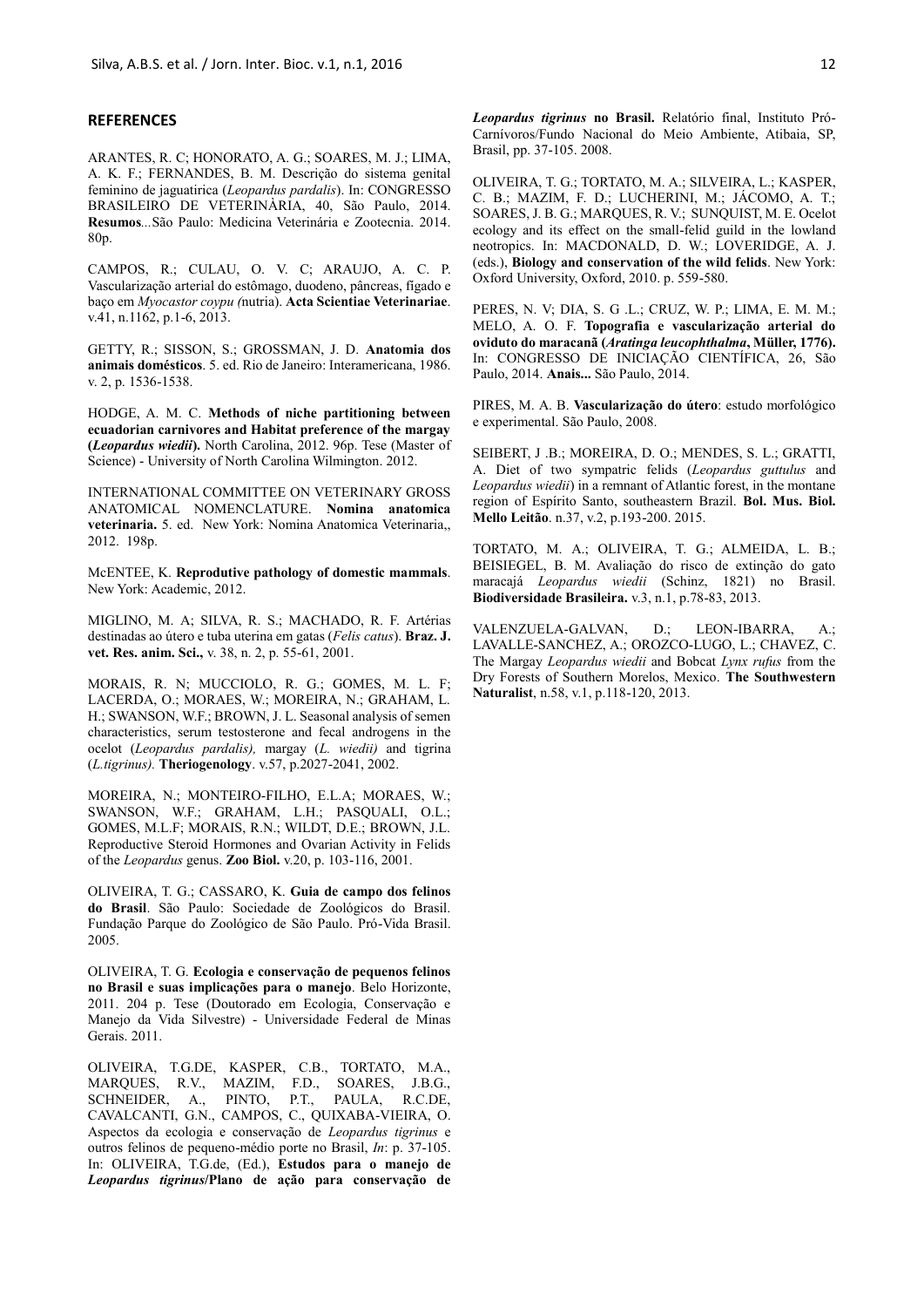## REFERENCES

ARANTES, R. C; HONORATO, A. G.; SOARES, M. J.; LIMA, A. K. F.; FERNANDES, B. M. Descrição do sistema genital feminino de jaguatirica (*Leopardus pardalis*). In: CONGRESSO BRASILEIRO DE VETERINÀRIA, 40, São Paulo, 2014. **Resumos**...São Paulo: Medicina Veterinária e Zootecnia. 2014. 80p.

CAMPOS, R.; CULAU, O. V. C; ARAUJO, A. C. P. Vascularização arterial do estômago, duodeno, pâncreas, fígado e baço em *Myocastor coypu (*nutria). **Acta Scientiae Veterinariae**. v.41, n.1162, p.1-6, 2013.

GETTY, R.; SISSON, S.; GROSSMAN, J. D. **Anatomia dos animais domésticos**. 5. ed. Rio de Janeiro: Interamericana, 1986. v. 2, p. 1536-1538.

HODGE, A. M. C. **Methods of niche partitioning between ecuadorian carnivores and Habitat preference of the margay (*Leopardus wiedii*).** North Carolina, 2012. 96p. Tese (Master of Science) - University of North Carolina Wilmington. 2012.

INTERNATIONAL COMMITTEE ON VETERINARY GROSS ANATOMICAL NOMENCLATURE. **Nomina anatomica veterinaria.** 5. ed. New York: Nomina Anatomica Veterinaria,, 2012. 198p.

McENTEE, K. **Reprodutive pathology of domestic mammals**. New York: Academic, 2012.

MIGLINO, M. A; SILVA, R. S.; MACHADO, R. F. Artérias destinadas ao útero e tuba uterina em gatas (*Felis catus*). **Braz. J. vet. Res. anim. Sci.,** v. 38, n. 2, p. 55-61, 2001.

MORAIS, R. N; MUCCIOLO, R. G.; GOMES, M. L. F; LACERDA, O.; MORAES, W.; MOREIRA, N.; GRAHAM, L. H.; SWANSON, W.F.; BROWN, J. L. Seasonal analysis of semen characteristics, serum testosterone and fecal androgens in the ocelot (*Leopardus pardalis),* margay (*L. wiedii)* and tigrina (*L.tigrinus).* **Theriogenology**. v.57, p.2027-2041, 2002.

MOREIRA, N.; MONTEIRO-FILHO, E.L.A; MORAES, W.; SWANSON, W.F.; GRAHAM, L.H.; PASQUALI, O.L.; GOMES, M.L.F; MORAIS, R.N.; WILDT, D.E.; BROWN, J.L. Reproductive Steroid Hormones and Ovarian Activity in Felids of the *Leopardus* genus. **Zoo Biol.** v.20, p. 103-116, 2001.

OLIVEIRA, T. G.; CASSARO, K. **Guia de campo dos felinos do Brasil**. São Paulo: Sociedade de Zoológicos do Brasil. Fundação Parque do Zoológico de São Paulo. Pró-Vida Brasil. 2005.

OLIVEIRA, T. G. **Ecologia e conservação de pequenos felinos no Brasil e suas implicações para o manejo**. Belo Horizonte, 2011. 204 p. Tese (Doutorado em Ecologia, Conservação e Manejo da Vida Silvestre) - Universidade Federal de Minas Gerais. 2011.

OLIVEIRA, T.G.DE, KASPER, C.B., TORTATO, M.A., MARQUES, R.V., MAZIM, F.D., SOARES, J.B.G., SCHNEIDER, A., PINTO, P.T., PAULA, R.C.DE, CAVALCANTI, G.N., CAMPOS, C., QUIXABA-VIEIRA, O. Aspectos da ecologia e conservação de *Leopardus tigrinus* e outros felinos de pequeno-médio porte no Brasil, *In*: p. 37-105. In: OLIVEIRA, T.G.de, (Ed.), **Estudos para o manejo de *Leopardus tigrinus*/Plano de ação para conservação de *Leopardus tigrinus* no Brasil.** Relatório final, Instituto Pró-Carnívoros/Fundo Nacional do Meio Ambiente, Atibaia, SP, Brasil, pp. 37-105. 2008.

OLIVEIRA, T. G.; TORTATO, M. A.; SILVEIRA, L.; KASPER, C. B.; MAZIM, F. D.; LUCHERINI, M.; JÁCOMO, A. T.; SOARES, J. B. G.; MARQUES, R. V.; SUNQUIST, M. E. Ocelot ecology and its effect on the small-felid guild in the lowland neotropics. In: MACDONALD, D. W.; LOVERIDGE, A. J. (eds.), **Biology and conservation of the wild felids**. New York: Oxford University, Oxford, 2010. p. 559-580.

PERES, N. V; DIA, S. G .L.; CRUZ, W. P.; LIMA, E. M. M.; MELO, A. O. F. **Topografia e vascularização arterial do oviduto do maracanã (*Aratinga leucophthalma*, Müller, 1776).** In: CONGRESSO DE INICIAÇÃO CIENTÍFICA, 26, São Paulo, 2014. **Anais...** São Paulo, 2014.

PIRES, M. A. B. **Vascularização do útero**: estudo morfológico e experimental. São Paulo, 2008.

SEIBERT, J .B.; MOREIRA, D. O.; MENDES, S. L.; GRATTI, A. Diet of two sympatric felids (*Leopardus guttulus* and *Leopardus wiedii*) in a remnant of Atlantic forest, in the montane region of Espírito Santo, southeastern Brazil. **Bol. Mus. Biol. Mello Leitão**. n.37, v.2, p.193-200. 2015.

TORTATO, M. A.; OLIVEIRA, T. G.; ALMEIDA, L. B.; BEISIEGEL, B. M. Avaliação do risco de extinção do gato maracajá *Leopardus wiedii* (Schinz, 1821) no Brasil. **Biodiversidade Brasileira.** v.3, n.1, p.78-83, 2013.

VALENZUELA-GALVAN, D.; LEON-IBARRA, A.; LAVALLE-SANCHEZ, A.; OROZCO-LUGO, L.; CHAVEZ, C. The Margay *Leopardus wiedii* and Bobcat *Lynx rufus* from the Dry Forests of Southern Morelos, Mexico. **The Southwestern Naturalist**, n.58, v.1, p.118-120, 2013.